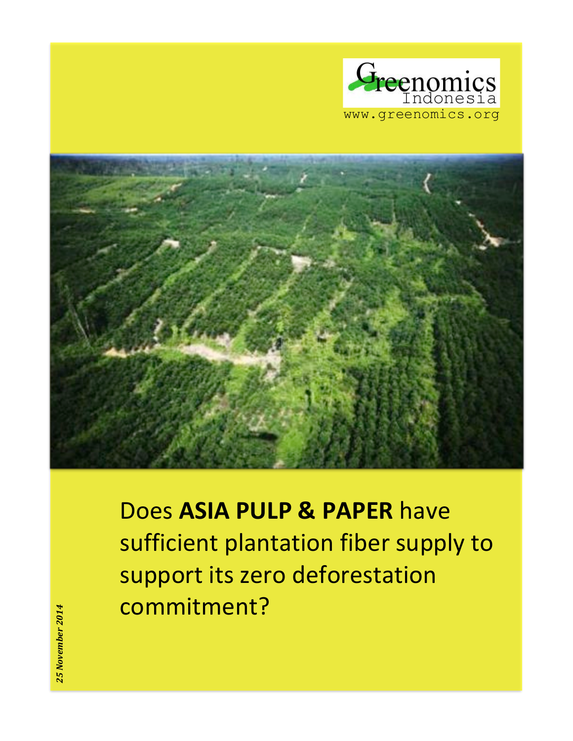Greenomics Indonesia

www.greenomics.org

# Does **ASIA PULP & PAPER** have sufficient plantation fiber supply to support its zero deforestation commitment?

***25 November 2014***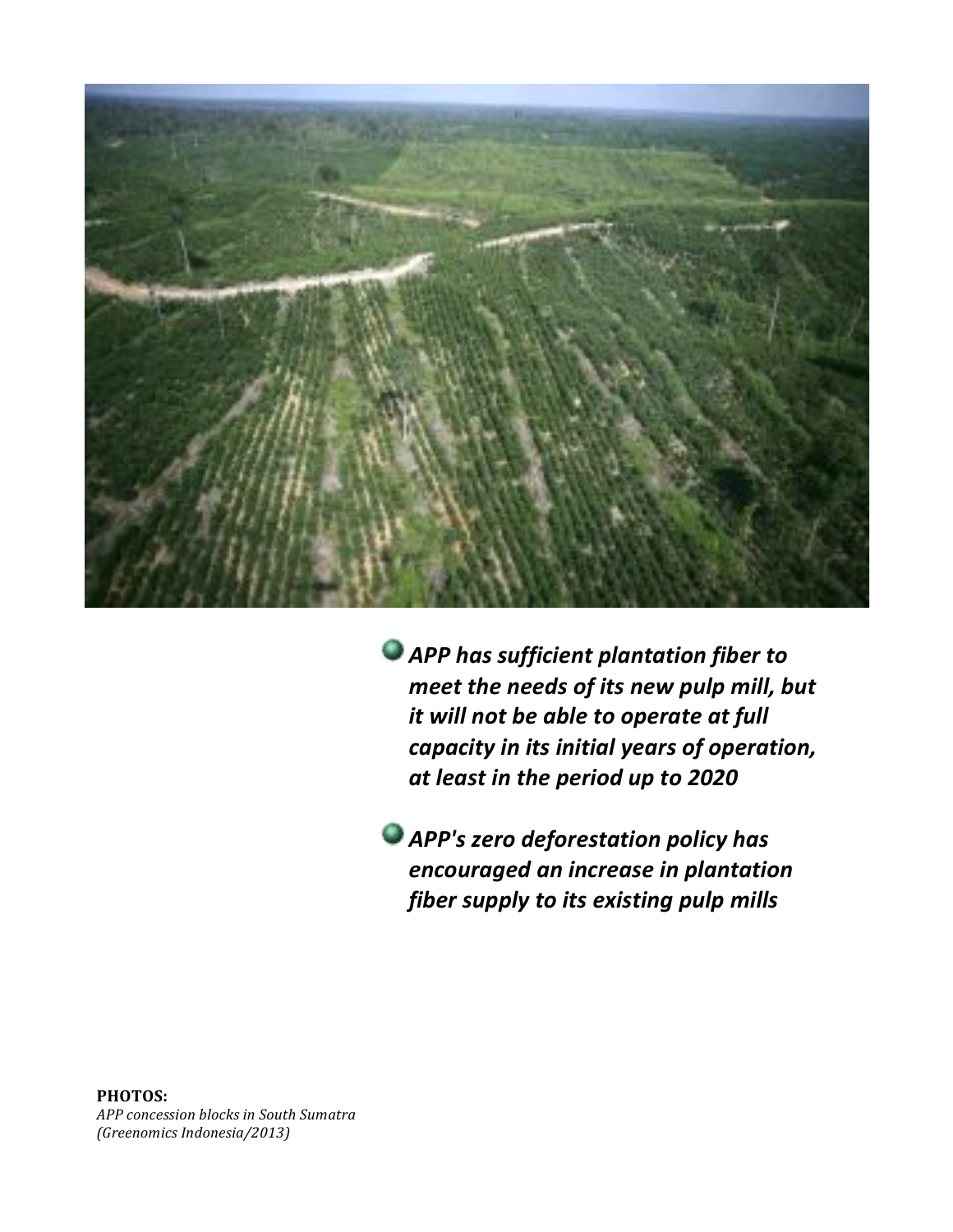- ***APP has sufficient plantation fiber to meet the needs of its new pulp mill, but it will not be able to operate at full capacity in its initial years of operation, at least in the period up to 2020***

- ***APP's zero deforestation policy has encouraged an increase in plantation fiber supply to its existing pulp mills***

**PHOTOS:**
*APP concession blocks in South Sumatra (Greenomics Indonesia/2013)*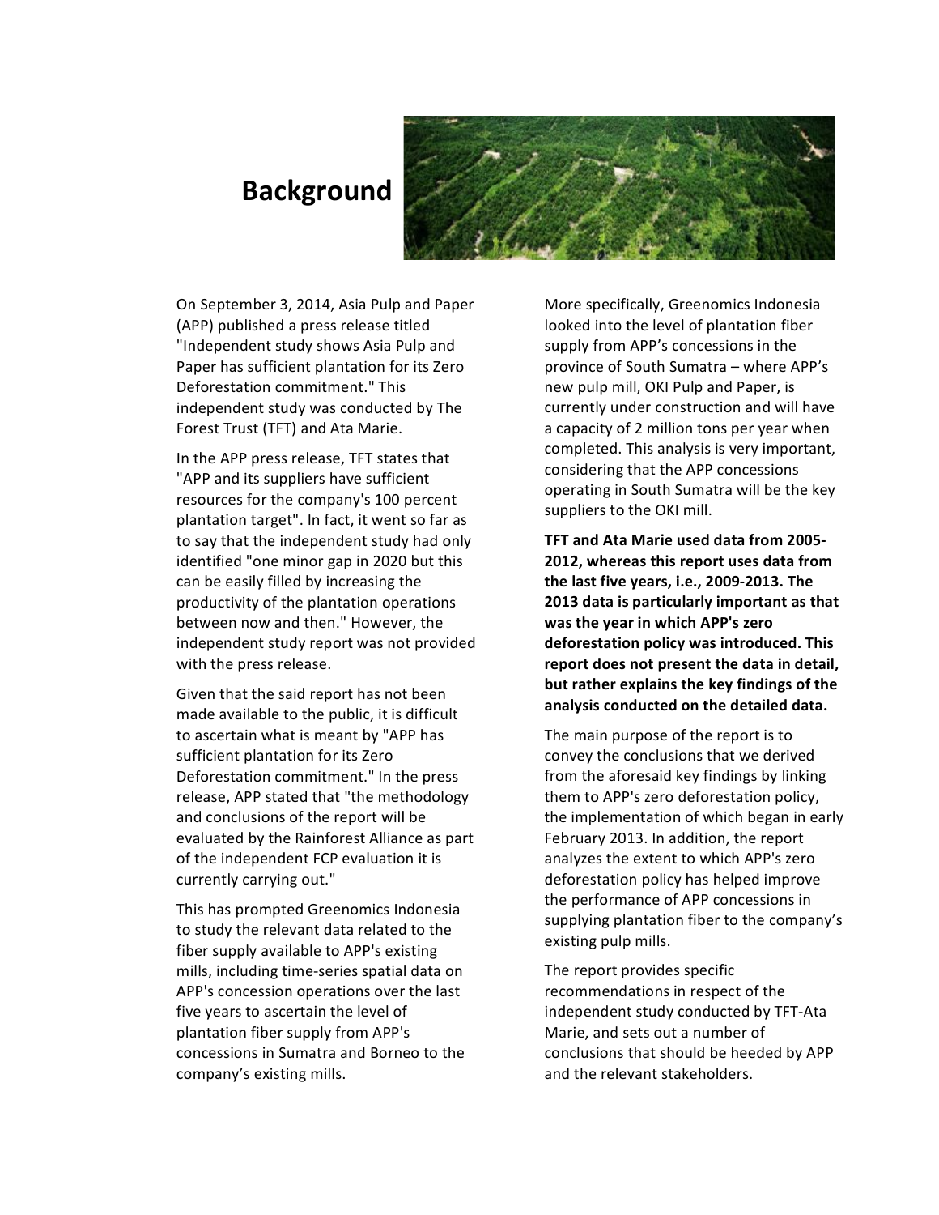# Background

On September 3, 2014, Asia Pulp and Paper (APP) published a press release titled "Independent study shows Asia Pulp and Paper has sufficient plantation for its Zero Deforestation commitment." This independent study was conducted by The Forest Trust (TFT) and Ata Marie.

In the APP press release, TFT states that "APP and its suppliers have sufficient resources for the company's 100 percent plantation target". In fact, it went so far as to say that the independent study had only identified "one minor gap in 2020 but this can be easily filled by increasing the productivity of the plantation operations between now and then." However, the independent study report was not provided with the press release.

Given that the said report has not been made available to the public, it is difficult to ascertain what is meant by "APP has sufficient plantation for its Zero Deforestation commitment." In the press release, APP stated that "the methodology and conclusions of the report will be evaluated by the Rainforest Alliance as part of the independent FCP evaluation it is currently carrying out."

This has prompted Greenomics Indonesia to study the relevant data related to the fiber supply available to APP's existing mills, including time-series spatial data on APP's concession operations over the last five years to ascertain the level of plantation fiber supply from APP's concessions in Sumatra and Borneo to the company's existing mills.

More specifically, Greenomics Indonesia looked into the level of plantation fiber supply from APP's concessions in the province of South Sumatra – where APP's new pulp mill, OKI Pulp and Paper, is currently under construction and will have a capacity of 2 million tons per year when completed. This analysis is very important, considering that the APP concessions operating in South Sumatra will be the key suppliers to the OKI mill.

**TFT and Ata Marie used data from 2005-2012, whereas this report uses data from the last five years, i.e., 2009-2013. The 2013 data is particularly important as that was the year in which APP's zero deforestation policy was introduced. This report does not present the data in detail, but rather explains the key findings of the analysis conducted on the detailed data.**

The main purpose of the report is to convey the conclusions that we derived from the aforesaid key findings by linking them to APP's zero deforestation policy, the implementation of which began in early February 2013. In addition, the report analyzes the extent to which APP's zero deforestation policy has helped improve the performance of APP concessions in supplying plantation fiber to the company's existing pulp mills.

The report provides specific recommendations in respect of the independent study conducted by TFT-Ata Marie, and sets out a number of conclusions that should be heeded by APP and the relevant stakeholders.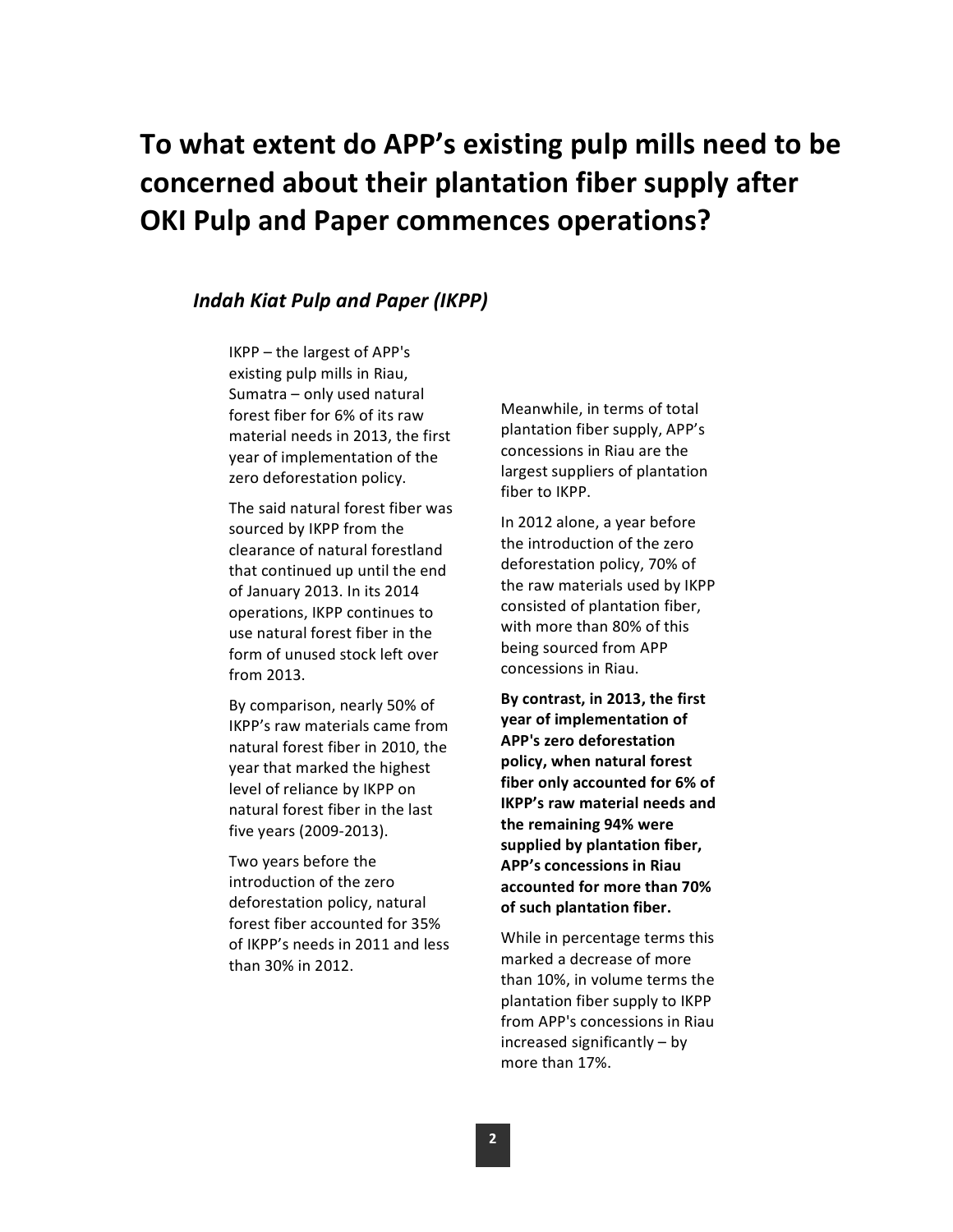# To what extent do APP's existing pulp mills need to be concerned about their plantation fiber supply after OKI Pulp and Paper commences operations?

## *Indah Kiat Pulp and Paper (IKPP)*

IKPP – the largest of APP's existing pulp mills in Riau, Sumatra – only used natural forest fiber for 6% of its raw material needs in 2013, the first year of implementation of the zero deforestation policy.

The said natural forest fiber was sourced by IKPP from the clearance of natural forestland that continued up until the end of January 2013. In its 2014 operations, IKPP continues to use natural forest fiber in the form of unused stock left over from 2013.

By comparison, nearly 50% of IKPP's raw materials came from natural forest fiber in 2010, the year that marked the highest level of reliance by IKPP on natural forest fiber in the last five years (2009-2013).

Two years before the introduction of the zero deforestation policy, natural forest fiber accounted for 35% of IKPP's needs in 2011 and less than 30% in 2012.

Meanwhile, in terms of total plantation fiber supply, APP's concessions in Riau are the largest suppliers of plantation fiber to IKPP.

In 2012 alone, a year before the introduction of the zero deforestation policy, 70% of the raw materials used by IKPP consisted of plantation fiber, with more than 80% of this being sourced from APP concessions in Riau.

**By contrast, in 2013, the first year of implementation of APP's zero deforestation policy, when natural forest fiber only accounted for 6% of IKPP's raw material needs and the remaining 94% were supplied by plantation fiber, APP's concessions in Riau accounted for more than 70% of such plantation fiber.**

While in percentage terms this marked a decrease of more than 10%, in volume terms the plantation fiber supply to IKPP from APP's concessions in Riau increased significantly – by more than 17%.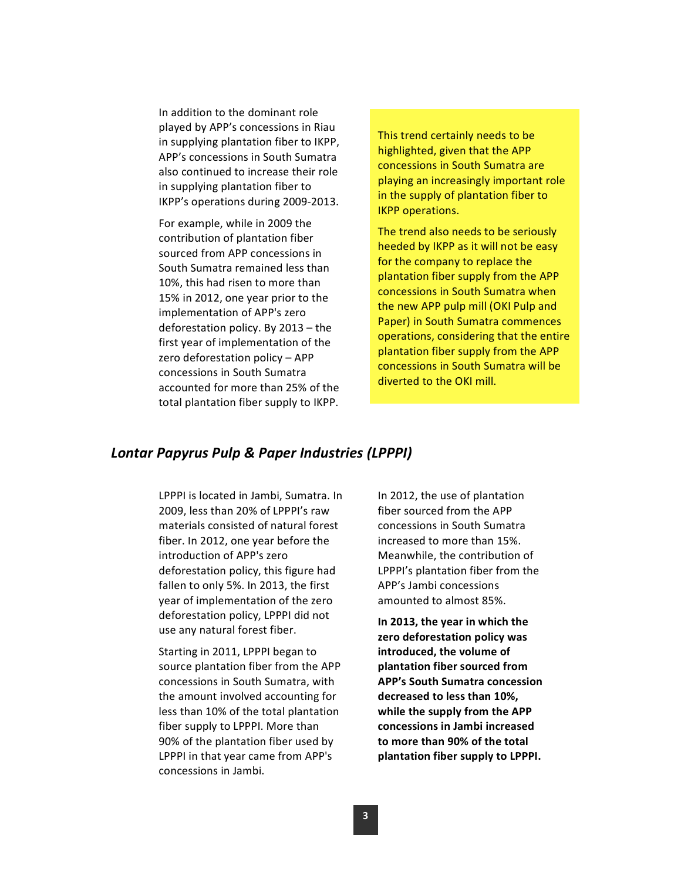In addition to the dominant role played by APP's concessions in Riau in supplying plantation fiber to IKPP, APP's concessions in South Sumatra also continued to increase their role in supplying plantation fiber to IKPP's operations during 2009-2013.

For example, while in 2009 the contribution of plantation fiber sourced from APP concessions in South Sumatra remained less than 10%, this had risen to more than 15% in 2012, one year prior to the implementation of APP's zero deforestation policy. By 2013 – the first year of implementation of the zero deforestation policy – APP concessions in South Sumatra accounted for more than 25% of the total plantation fiber supply to IKPP.

This trend certainly needs to be highlighted, given that the APP concessions in South Sumatra are playing an increasingly important role in the supply of plantation fiber to IKPP operations.

The trend also needs to be seriously heeded by IKPP as it will not be easy for the company to replace the plantation fiber supply from the APP concessions in South Sumatra when the new APP pulp mill (OKI Pulp and Paper) in South Sumatra commences operations, considering that the entire plantation fiber supply from the APP concessions in South Sumatra will be diverted to the OKI mill.

### *Lontar Papyrus Pulp & Paper Industries (LPPPI)*

LPPPI is located in Jambi, Sumatra. In 2009, less than 20% of LPPPI's raw materials consisted of natural forest fiber. In 2012, one year before the introduction of APP's zero deforestation policy, this figure had fallen to only 5%. In 2013, the first year of implementation of the zero deforestation policy, LPPPI did not use any natural forest fiber.

Starting in 2011, LPPPI began to source plantation fiber from the APP concessions in South Sumatra, with the amount involved accounting for less than 10% of the total plantation fiber supply to LPPPI. More than 90% of the plantation fiber used by LPPPI in that year came from APP's concessions in Jambi.

In 2012, the use of plantation fiber sourced from the APP concessions in South Sumatra increased to more than 15%. Meanwhile, the contribution of LPPPI's plantation fiber from the APP's Jambi concessions amounted to almost 85%.

**In 2013, the year in which the zero deforestation policy was introduced, the volume of plantation fiber sourced from APP's South Sumatra concession decreased to less than 10%, while the supply from the APP concessions in Jambi increased to more than 90% of the total plantation fiber supply to LPPPI.**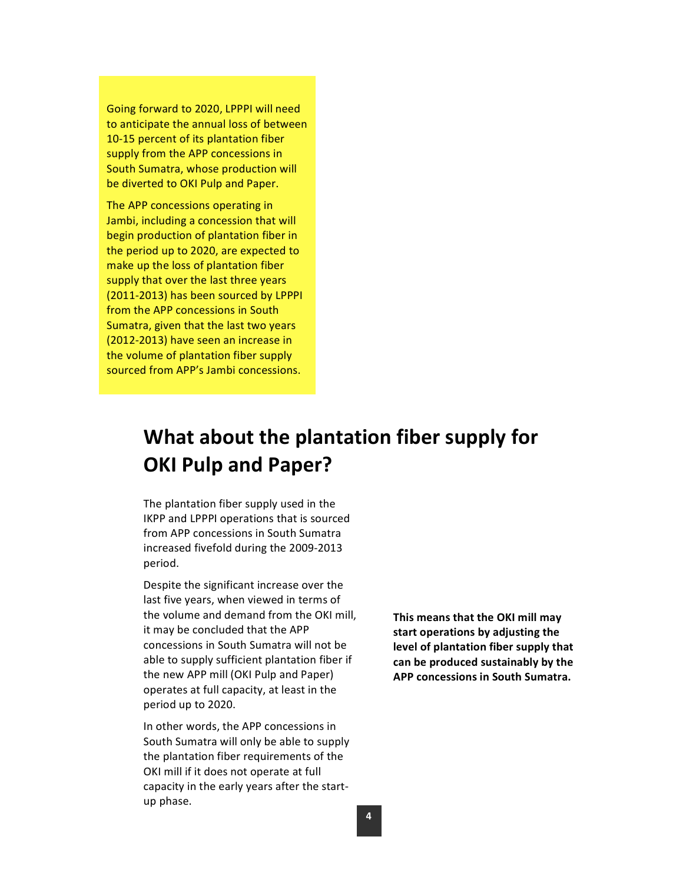Going forward to 2020, LPPPI will need to anticipate the annual loss of between 10-15 percent of its plantation fiber supply from the APP concessions in South Sumatra, whose production will be diverted to OKI Pulp and Paper.

The APP concessions operating in Jambi, including a concession that will begin production of plantation fiber in the period up to 2020, are expected to make up the loss of plantation fiber supply that over the last three years (2011-2013) has been sourced by LPPPI from the APP concessions in South Sumatra, given that the last two years (2012-2013) have seen an increase in the volume of plantation fiber supply sourced from APP's Jambi concessions.

## What about the plantation fiber supply for OKI Pulp and Paper?

The plantation fiber supply used in the IKPP and LPPPI operations that is sourced from APP concessions in South Sumatra increased fivefold during the 2009-2013 period.

Despite the significant increase over the last five years, when viewed in terms of the volume and demand from the OKI mill, it may be concluded that the APP concessions in South Sumatra will not be able to supply sufficient plantation fiber if the new APP mill (OKI Pulp and Paper) operates at full capacity, at least in the period up to 2020.

In other words, the APP concessions in South Sumatra will only be able to supply the plantation fiber requirements of the OKI mill if it does not operate at full capacity in the early years after the start-up phase.

**This means that the OKI mill may start operations by adjusting the level of plantation fiber supply that can be produced sustainably by the APP concessions in South Sumatra.**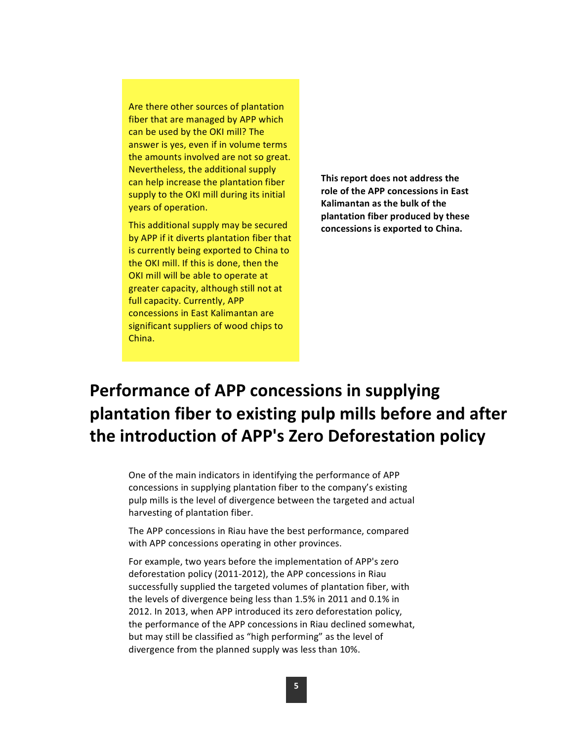Are there other sources of plantation fiber that are managed by APP which can be used by the OKI mill? The answer is yes, even if in volume terms the amounts involved are not so great. Nevertheless, the additional supply can help increase the plantation fiber supply to the OKI mill during its initial years of operation.

This additional supply may be secured by APP if it diverts plantation fiber that is currently being exported to China to the OKI mill. If this is done, then the OKI mill will be able to operate at greater capacity, although still not at full capacity. Currently, APP concessions in East Kalimantan are significant suppliers of wood chips to China.

**This report does not address the role of the APP concessions in East Kalimantan as the bulk of the plantation fiber produced by these concessions is exported to China.**

# Performance of APP concessions in supplying plantation fiber to existing pulp mills before and after the introduction of APP's Zero Deforestation policy

One of the main indicators in identifying the performance of APP concessions in supplying plantation fiber to the company's existing pulp mills is the level of divergence between the targeted and actual harvesting of plantation fiber.

The APP concessions in Riau have the best performance, compared with APP concessions operating in other provinces.

For example, two years before the implementation of APP's zero deforestation policy (2011-2012), the APP concessions in Riau successfully supplied the targeted volumes of plantation fiber, with the levels of divergence being less than 1.5% in 2011 and 0.1% in 2012. In 2013, when APP introduced its zero deforestation policy, the performance of the APP concessions in Riau declined somewhat, but may still be classified as "high performing" as the level of divergence from the planned supply was less than 10%.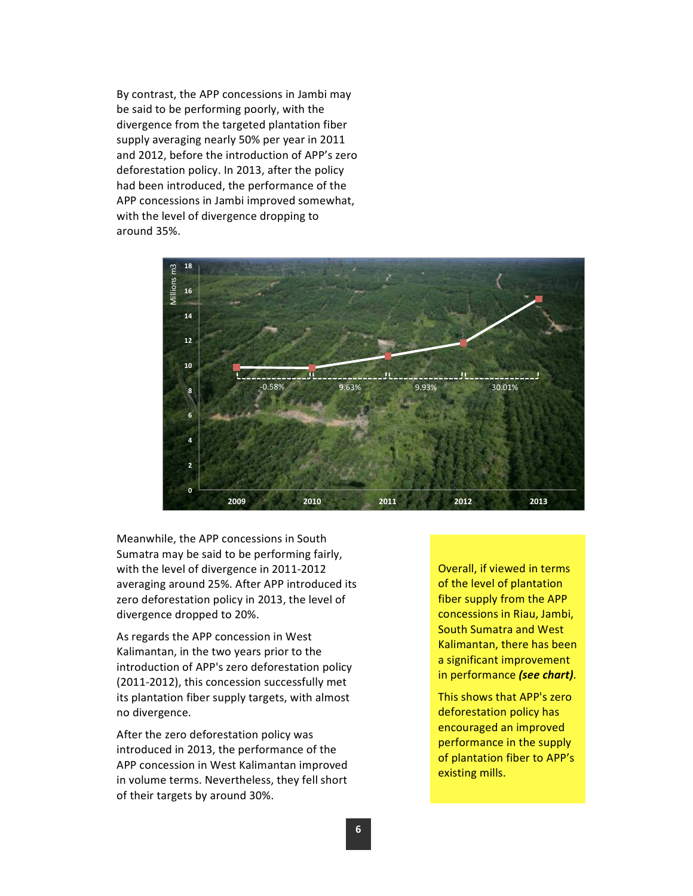By contrast, the APP concessions in Jambi may be said to be performing poorly, with the divergence from the targeted plantation fiber supply averaging nearly 50% per year in 2011 and 2012, before the introduction of APP's zero deforestation policy. In 2013, after the policy had been introduced, the performance of the APP concessions in Jambi improved somewhat, with the level of divergence dropping to around 35%.

Meanwhile, the APP concessions in South Sumatra may be said to be performing fairly, with the level of divergence in 2011-2012 averaging around 25%. After APP introduced its zero deforestation policy in 2013, the level of divergence dropped to 20%.

As regards the APP concession in West Kalimantan, in the two years prior to the introduction of APP's zero deforestation policy (2011-2012), this concession successfully met its plantation fiber supply targets, with almost no divergence.

After the zero deforestation policy was introduced in 2013, the performance of the APP concession in West Kalimantan improved in volume terms. Nevertheless, they fell short of their targets by around 30%.

Overall, if viewed in terms of the level of plantation fiber supply from the APP concessions in Riau, Jambi, South Sumatra and West Kalimantan, there has been a significant improvement in performance ***(see chart)***.

This shows that APP's zero deforestation policy has encouraged an improved performance in the supply of plantation fiber to APP's existing mills.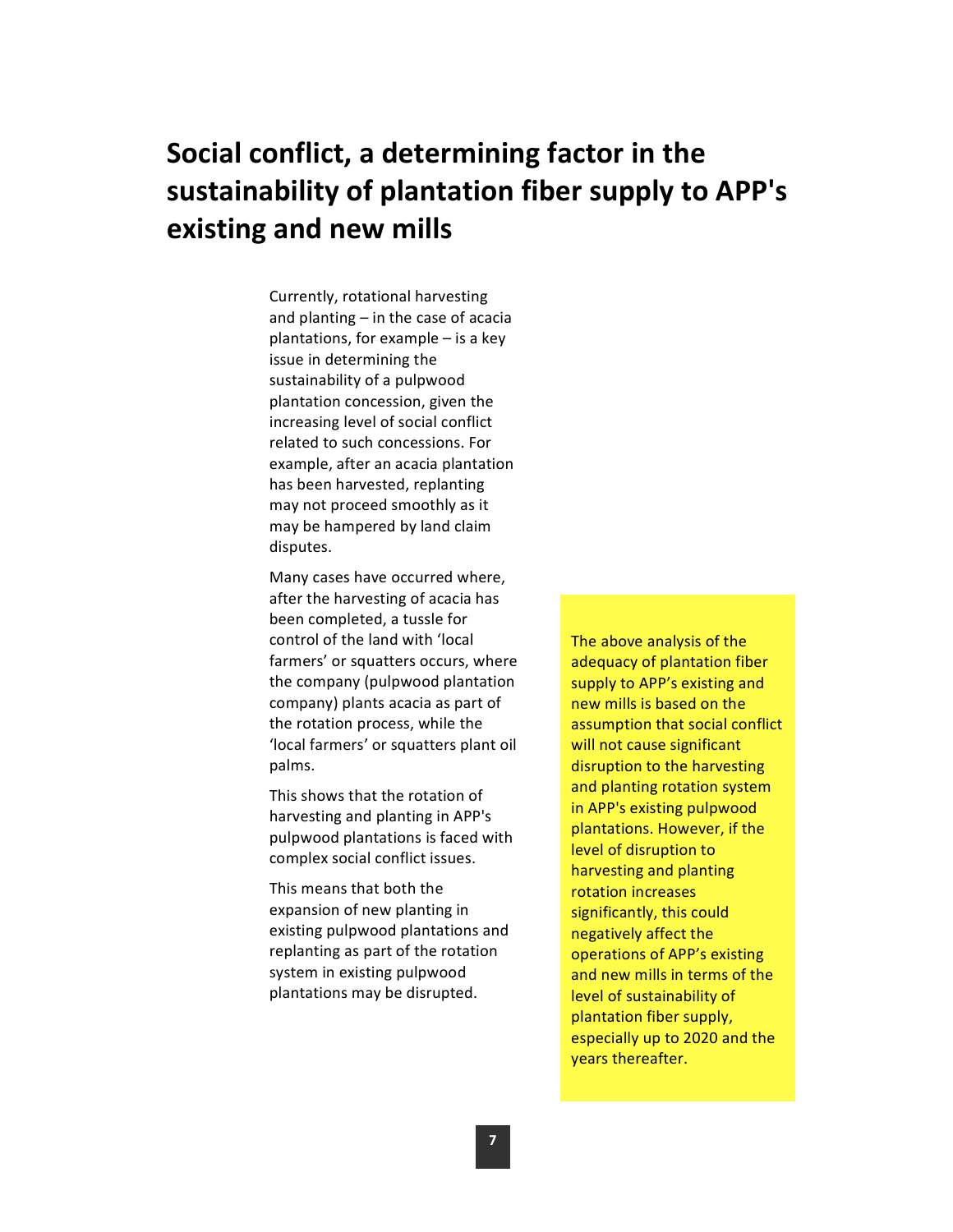# Social conflict, a determining factor in the sustainability of plantation fiber supply to APP's existing and new mills

Currently, rotational harvesting and planting – in the case of acacia plantations, for example – is a key issue in determining the sustainability of a pulpwood plantation concession, given the increasing level of social conflict related to such concessions. For example, after an acacia plantation has been harvested, replanting may not proceed smoothly as it may be hampered by land claim disputes.

Many cases have occurred where, after the harvesting of acacia has been completed, a tussle for control of the land with 'local farmers' or squatters occurs, where the company (pulpwood plantation company) plants acacia as part of the rotation process, while the 'local farmers' or squatters plant oil palms.

This shows that the rotation of harvesting and planting in APP's pulpwood plantations is faced with complex social conflict issues.

This means that both the expansion of new planting in existing pulpwood plantations and replanting as part of the rotation system in existing pulpwood plantations may be disrupted.

The above analysis of the adequacy of plantation fiber supply to APP's existing and new mills is based on the assumption that social conflict will not cause significant disruption to the harvesting and planting rotation system in APP's existing pulpwood plantations. However, if the level of disruption to harvesting and planting rotation increases significantly, this could negatively affect the operations of APP's existing and new mills in terms of the level of sustainability of plantation fiber supply, especially up to 2020 and the years thereafter.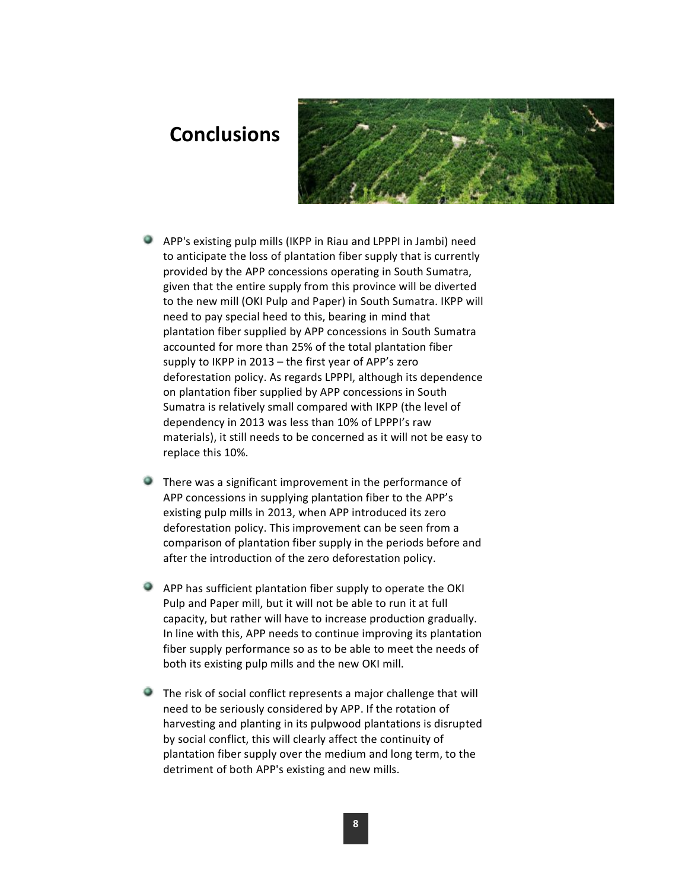# Conclusions

- APP's existing pulp mills (IKPP in Riau and LPPPI in Jambi) need to anticipate the loss of plantation fiber supply that is currently provided by the APP concessions operating in South Sumatra, given that the entire supply from this province will be diverted to the new mill (OKI Pulp and Paper) in South Sumatra. IKPP will need to pay special heed to this, bearing in mind that plantation fiber supplied by APP concessions in South Sumatra accounted for more than 25% of the total plantation fiber supply to IKPP in 2013 – the first year of APP's zero deforestation policy. As regards LPPPI, although its dependence on plantation fiber supplied by APP concessions in South Sumatra is relatively small compared with IKPP (the level of dependency in 2013 was less than 10% of LPPPI's raw materials), it still needs to be concerned as it will not be easy to replace this 10%.

- There was a significant improvement in the performance of APP concessions in supplying plantation fiber to the APP's existing pulp mills in 2013, when APP introduced its zero deforestation policy. This improvement can be seen from a comparison of plantation fiber supply in the periods before and after the introduction of the zero deforestation policy.

- APP has sufficient plantation fiber supply to operate the OKI Pulp and Paper mill, but it will not be able to run it at full capacity, but rather will have to increase production gradually. In line with this, APP needs to continue improving its plantation fiber supply performance so as to be able to meet the needs of both its existing pulp mills and the new OKI mill.

- The risk of social conflict represents a major challenge that will need to be seriously considered by APP. If the rotation of harvesting and planting in its pulpwood plantations is disrupted by social conflict, this will clearly affect the continuity of plantation fiber supply over the medium and long term, to the detriment of both APP's existing and new mills.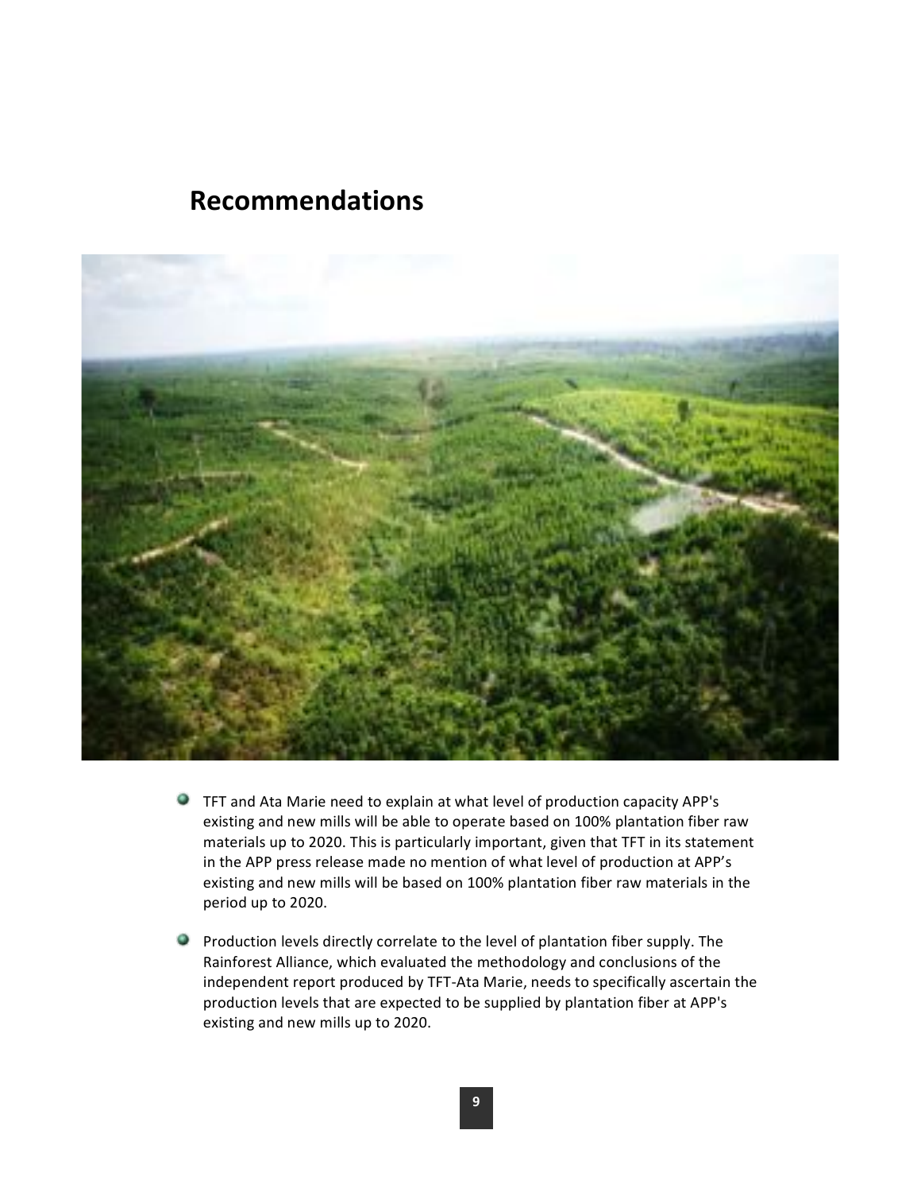## Recommendations

- TFT and Ata Marie need to explain at what level of production capacity APP's existing and new mills will be able to operate based on 100% plantation fiber raw materials up to 2020. This is particularly important, given that TFT in its statement in the APP press release made no mention of what level of production at APP's existing and new mills will be based on 100% plantation fiber raw materials in the period up to 2020.
- Production levels directly correlate to the level of plantation fiber supply. The Rainforest Alliance, which evaluated the methodology and conclusions of the independent report produced by TFT-Ata Marie, needs to specifically ascertain the production levels that are expected to be supplied by plantation fiber at APP's existing and new mills up to 2020.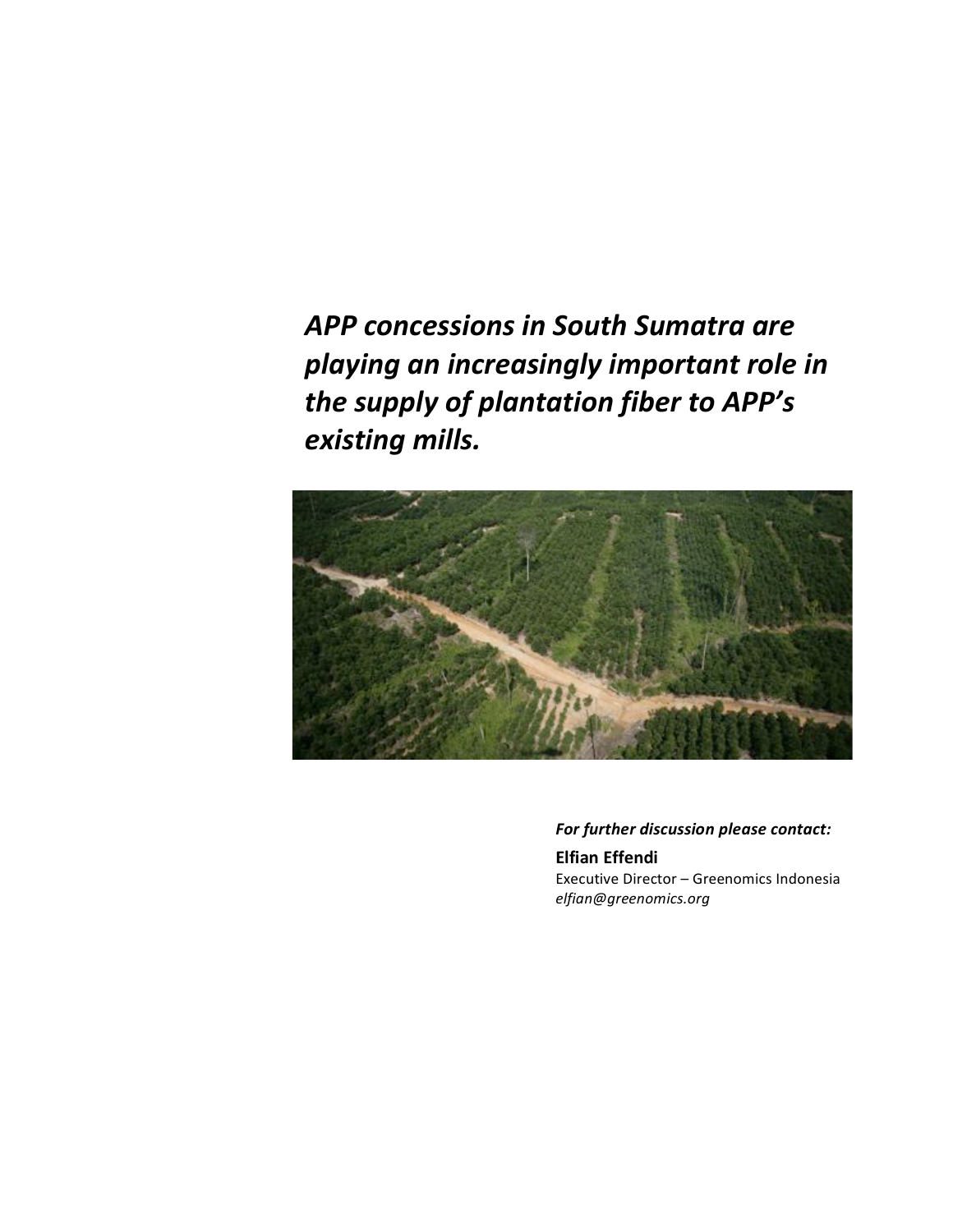***APP concessions in South Sumatra are playing an increasingly important role in the supply of plantation fiber to APP's existing mills.***

***For further discussion please contact:***

**Elfian Effendi**
Executive Director – Greenomics Indonesia
*elfian@greenomics.org*